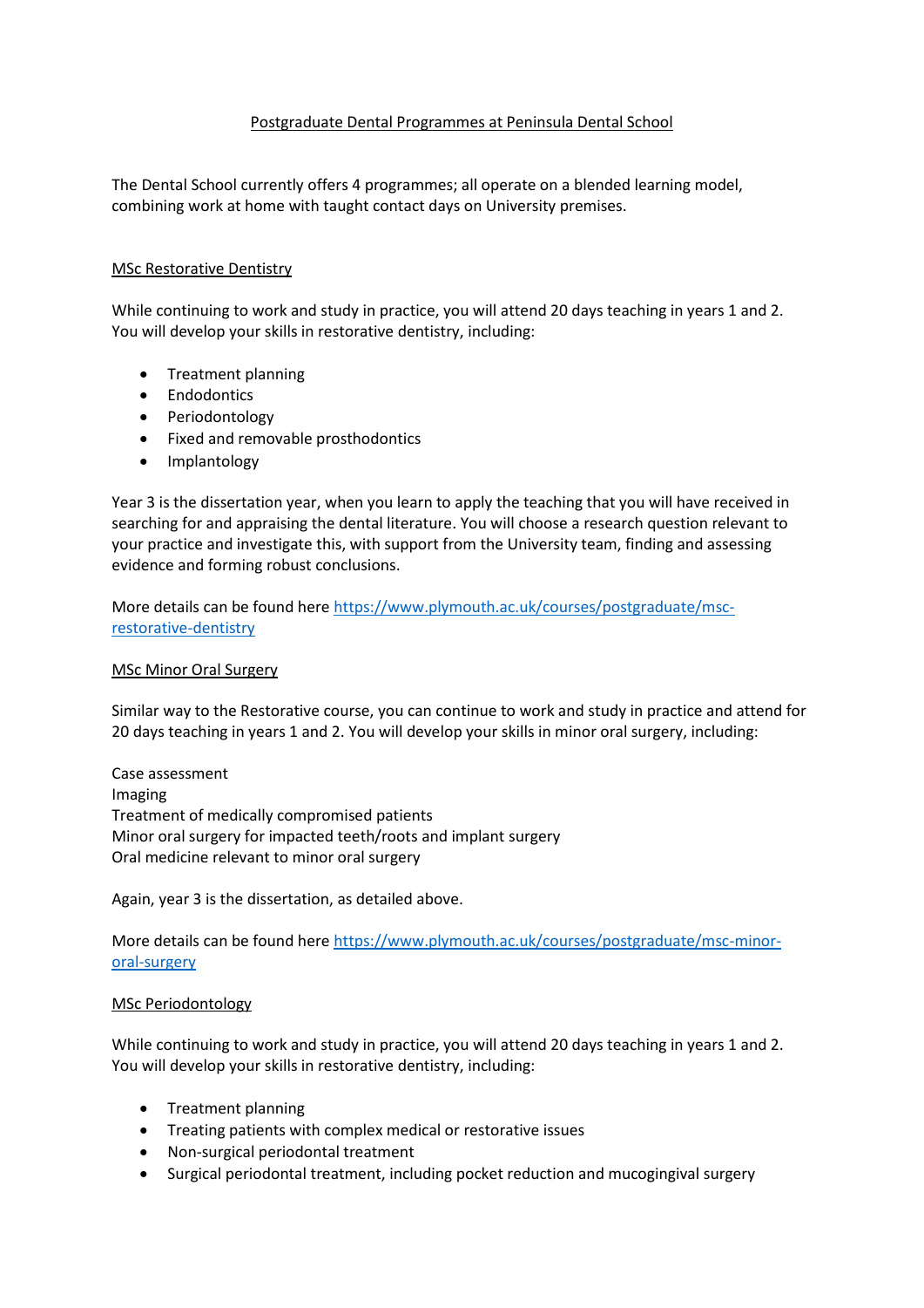# Postgraduate Dental Programmes at Peninsula Dental School

The Dental School currently offers 4 programmes; all operate on a blended learning model, combining work at home with taught contact days on University premises.

## MSc Restorative Dentistry

While continuing to work and study in practice, you will attend 20 days teaching in years 1 and 2. You will develop your skills in restorative dentistry, including:

- Treatment planning
- Endodontics
- Periodontology
- Fixed and removable prosthodontics
- Implantology

Year 3 is the dissertation year, when you learn to apply the teaching that you will have received in searching for and appraising the dental literature. You will choose a research question relevant to your practice and investigate this, with support from the University team, finding and assessing evidence and forming robust conclusions.

More details can be found here [https://www.plymouth.ac.uk/courses/postgraduate/msc-restorative-dentistry](https://www.plymouth.ac.uk/courses/postgraduate/msc-restorative-dentistry)

## MSc Minor Oral Surgery

Similar way to the Restorative course, you can continue to work and study in practice and attend for 20 days teaching in years 1 and 2. You will develop your skills in minor oral surgery, including:

Case assessment
Imaging
Treatment of medically compromised patients
Minor oral surgery for impacted teeth/roots and implant surgery
Oral medicine relevant to minor oral surgery

Again, year 3 is the dissertation, as detailed above.

More details can be found here [https://www.plymouth.ac.uk/courses/postgraduate/msc-minor-oral-surgery](https://www.plymouth.ac.uk/courses/postgraduate/msc-minor-oral-surgery)

## MSc Periodontology

While continuing to work and study in practice, you will attend 20 days teaching in years 1 and 2. You will develop your skills in restorative dentistry, including:

- Treatment planning
- Treating patients with complex medical or restorative issues
- Non-surgical periodontal treatment
- Surgical periodontal treatment, including pocket reduction and mucogingival surgery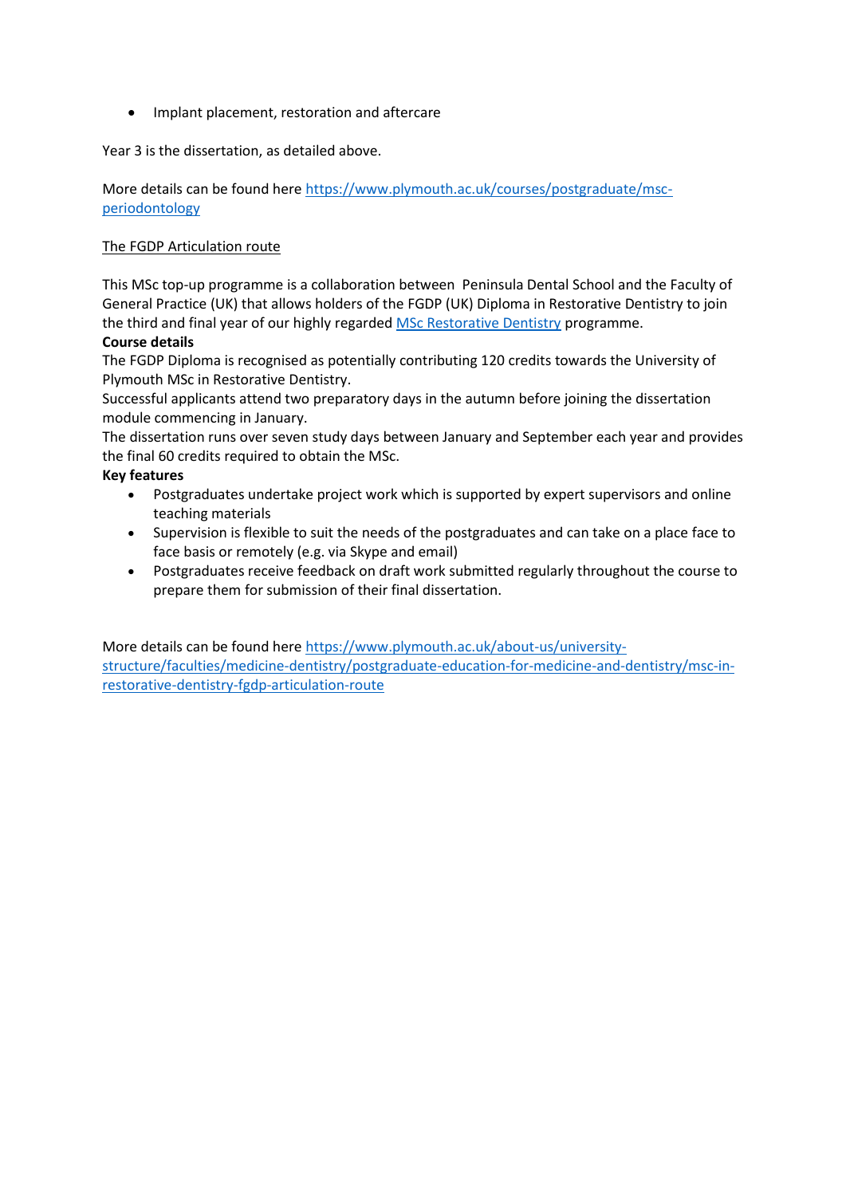- Implant placement, restoration and aftercare

Year 3 is the dissertation, as detailed above.

More details can be found here https://www.plymouth.ac.uk/courses/postgraduate/msc-periodontology

The FGDP Articulation route

This MSc top-up programme is a collaboration between  Peninsula Dental School and the Faculty of General Practice (UK) that allows holders of the FGDP (UK) Diploma in Restorative Dentistry to join the third and final year of our highly regarded MSc Restorative Dentistry programme.

**Course details**

The FGDP Diploma is recognised as potentially contributing 120 credits towards the University of Plymouth MSc in Restorative Dentistry.

Successful applicants attend two preparatory days in the autumn before joining the dissertation module commencing in January.

The dissertation runs over seven study days between January and September each year and provides the final 60 credits required to obtain the MSc.

**Key features**

- Postgraduates undertake project work which is supported by expert supervisors and online teaching materials
- Supervision is flexible to suit the needs of the postgraduates and can take on a place face to face basis or remotely (e.g. via Skype and email)
- Postgraduates receive feedback on draft work submitted regularly throughout the course to prepare them for submission of their final dissertation.

More details can be found here https://www.plymouth.ac.uk/about-us/university-structure/faculties/medicine-dentistry/postgraduate-education-for-medicine-and-dentistry/msc-in-restorative-dentistry-fgdp-articulation-route